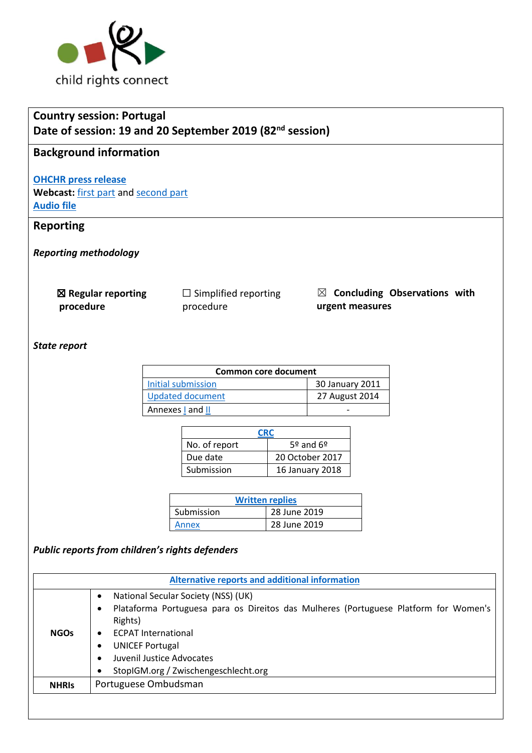child rights connect

**Country session: Portugal**
**Date of session: 19 and 20 September 2019 (82nd session)**

## Background information

**OHCHR press release**
**Webcast:** first part and second part
**Audio file**

## Reporting

***Reporting methodology***

☒ **Regular reporting procedure**   ☐ Simplified reporting procedure   ☒ **Concluding Observations with urgent measures**

***State report***

| Common core document | |
|---|---|
| Initial submission | 30 January 2011 |
| Updated document | 27 August 2014 |
| Annexes I and II | - |

| CRC | |
|---|---|
| No. of report | 5º and 6º |
| Due date | 20 October 2017 |
| Submission | 16 January 2018 |

| Written replies | |
|---|---|
| Submission | 28 June 2019 |
| Annex | 28 June 2019 |

***Public reports from children's rights defenders***

| Alternative reports and additional information | |
|---|---|
| **NGOs** | • National Secular Society (NSS) (UK)<br>• Plataforma Portuguesa para os Direitos das Mulheres (Portuguese Platform for Women's Rights)<br>• ECPAT International<br>• UNICEF Portugal<br>• Juvenil Justice Advocates<br>• StopIGM.org / Zwischengeschlecht.org |
| **NHRIs** | Portuguese Ombudsman |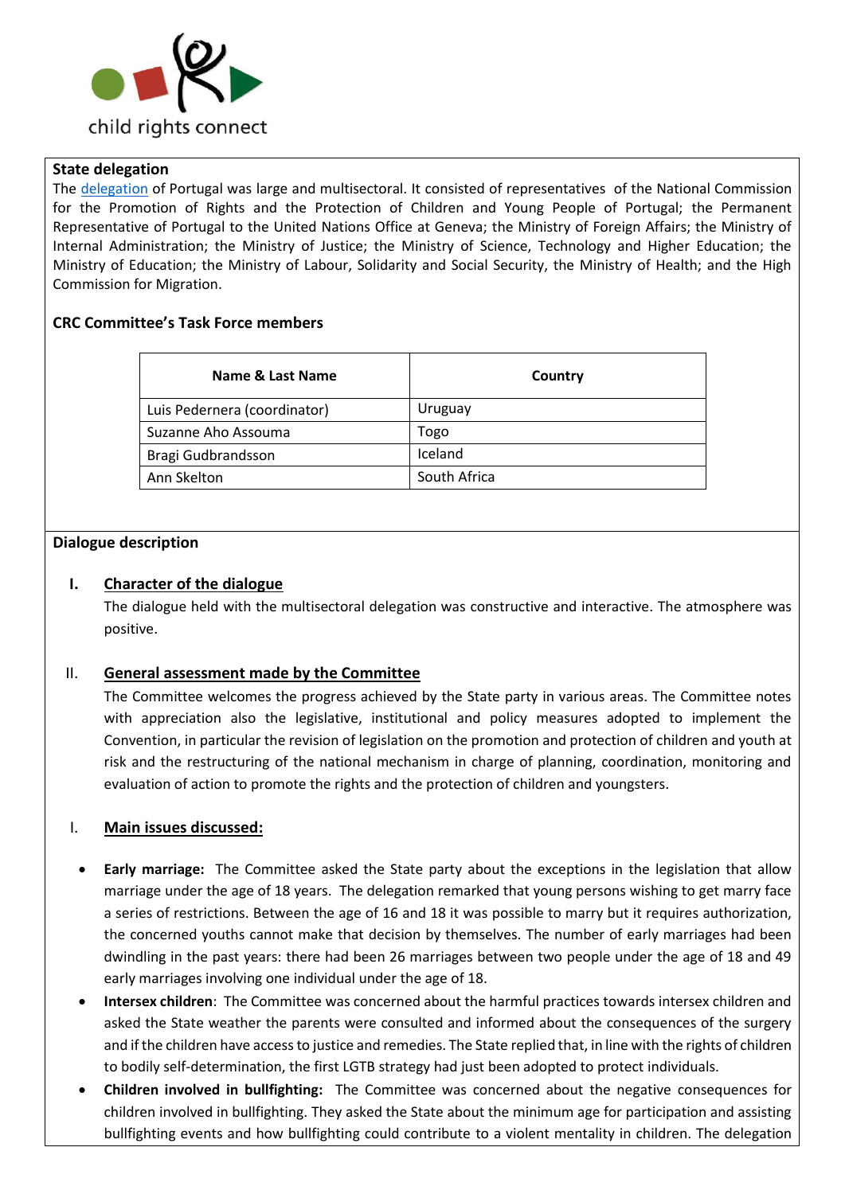child rights connect

**State delegation**

The [delegation](#) of Portugal was large and multisectoral. It consisted of representatives of the National Commission for the Promotion of Rights and the Protection of Children and Young People of Portugal; the Permanent Representative of Portugal to the United Nations Office at Geneva; the Ministry of Foreign Affairs; the Ministry of Internal Administration; the Ministry of Justice; the Ministry of Science, Technology and Higher Education; the Ministry of Education; the Ministry of Labour, Solidarity and Social Security, the Ministry of Health; and the High Commission for Migration.

**CRC Committee's Task Force members**

| Name & Last Name | Country |
|---|---|
| Luis Pedernera (coordinator) | Uruguay |
| Suzanne Aho Assouma | Togo |
| Bragi Gudbrandsson | Iceland |
| Ann Skelton | South Africa |

**Dialogue description**

**I. Character of the dialogue**

The dialogue held with the multisectoral delegation was constructive and interactive. The atmosphere was positive.

**II. General assessment made by the Committee**

The Committee welcomes the progress achieved by the State party in various areas. The Committee notes with appreciation also the legislative, institutional and policy measures adopted to implement the Convention, in particular the revision of legislation on the promotion and protection of children and youth at risk and the restructuring of the national mechanism in charge of planning, coordination, monitoring and evaluation of action to promote the rights and the protection of children and youngsters.

**I. Main issues discussed:**

- **Early marriage:** The Committee asked the State party about the exceptions in the legislation that allow marriage under the age of 18 years. The delegation remarked that young persons wishing to get marry face a series of restrictions. Between the age of 16 and 18 it was possible to marry but it requires authorization, the concerned youths cannot make that decision by themselves. The number of early marriages had been dwindling in the past years: there had been 26 marriages between two people under the age of 18 and 49 early marriages involving one individual under the age of 18.
- **Intersex children**: The Committee was concerned about the harmful practices towards intersex children and asked the State weather the parents were consulted and informed about the consequences of the surgery and if the children have access to justice and remedies. The State replied that, in line with the rights of children to bodily self-determination, the first LGTB strategy had just been adopted to protect individuals.
- **Children involved in bullfighting:** The Committee was concerned about the negative consequences for children involved in bullfighting. They asked the State about the minimum age for participation and assisting bullfighting events and how bullfighting could contribute to a violent mentality in children. The delegation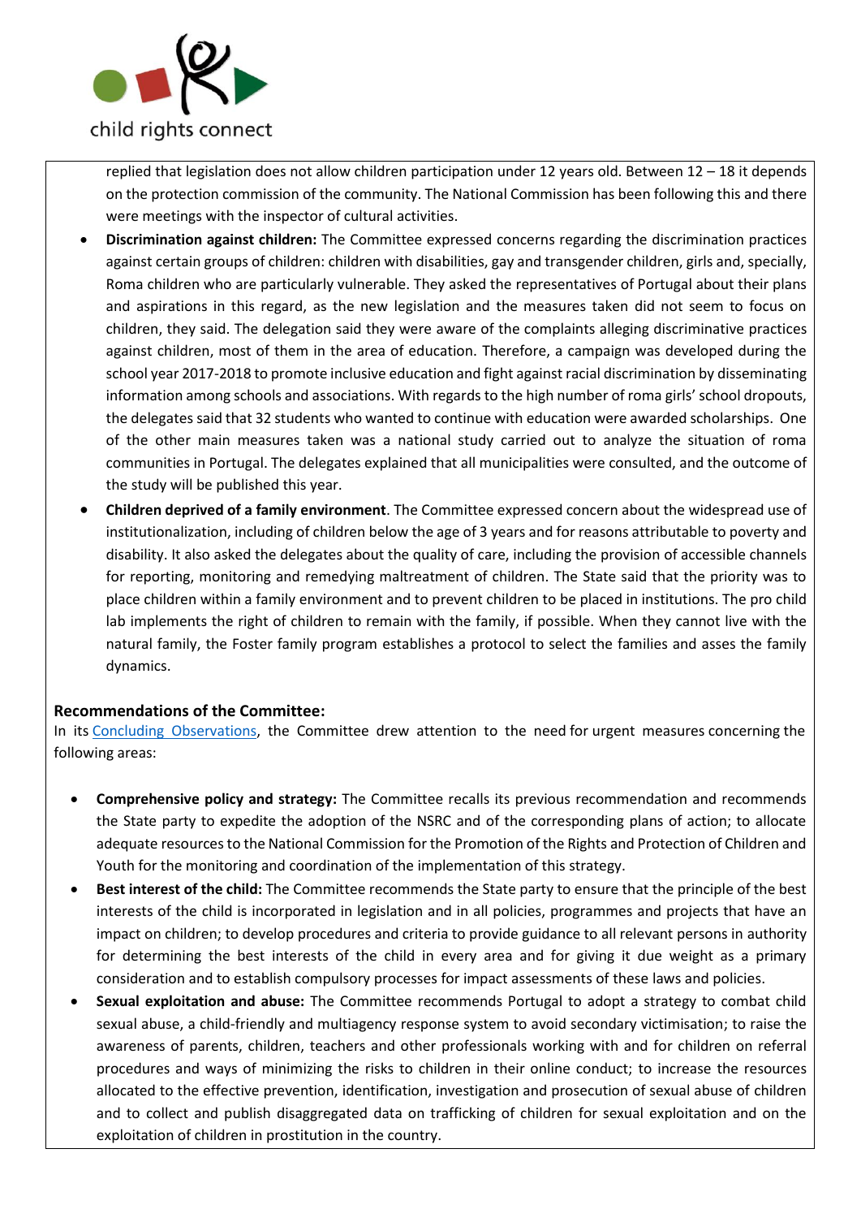replied that legislation does not allow children participation under 12 years old. Between 12 – 18 it depends on the protection commission of the community. The National Commission has been following this and there were meetings with the inspector of cultural activities.

- **Discrimination against children:** The Committee expressed concerns regarding the discrimination practices against certain groups of children: children with disabilities, gay and transgender children, girls and, specially, Roma children who are particularly vulnerable. They asked the representatives of Portugal about their plans and aspirations in this regard, as the new legislation and the measures taken did not seem to focus on children, they said. The delegation said they were aware of the complaints alleging discriminative practices against children, most of them in the area of education. Therefore, a campaign was developed during the school year 2017-2018 to promote inclusive education and fight against racial discrimination by disseminating information among schools and associations. With regards to the high number of roma girls' school dropouts, the delegates said that 32 students who wanted to continue with education were awarded scholarships. One of the other main measures taken was a national study carried out to analyze the situation of roma communities in Portugal. The delegates explained that all municipalities were consulted, and the outcome of the study will be published this year.
- **Children deprived of a family environment**. The Committee expressed concern about the widespread use of institutionalization, including of children below the age of 3 years and for reasons attributable to poverty and disability. It also asked the delegates about the quality of care, including the provision of accessible channels for reporting, monitoring and remedying maltreatment of children. The State said that the priority was to place children within a family environment and to prevent children to be placed in institutions. The pro child lab implements the right of children to remain with the family, if possible. When they cannot live with the natural family, the Foster family program establishes a protocol to select the families and asses the family dynamics.

**Recommendations of the Committee:**

In its Concluding Observations, the Committee drew attention to the need for urgent measures concerning the following areas:

- **Comprehensive policy and strategy:** The Committee recalls its previous recommendation and recommends the State party to expedite the adoption of the NSRC and of the corresponding plans of action; to allocate adequate resources to the National Commission for the Promotion of the Rights and Protection of Children and Youth for the monitoring and coordination of the implementation of this strategy.
- **Best interest of the child:** The Committee recommends the State party to ensure that the principle of the best interests of the child is incorporated in legislation and in all policies, programmes and projects that have an impact on children; to develop procedures and criteria to provide guidance to all relevant persons in authority for determining the best interests of the child in every area and for giving it due weight as a primary consideration and to establish compulsory processes for impact assessments of these laws and policies.
- **Sexual exploitation and abuse:** The Committee recommends Portugal to adopt a strategy to combat child sexual abuse, a child-friendly and multiagency response system to avoid secondary victimisation; to raise the awareness of parents, children, teachers and other professionals working with and for children on referral procedures and ways of minimizing the risks to children in their online conduct; to increase the resources allocated to the effective prevention, identification, investigation and prosecution of sexual abuse of children and to collect and publish disaggregated data on trafficking of children for sexual exploitation and on the exploitation of children in prostitution in the country.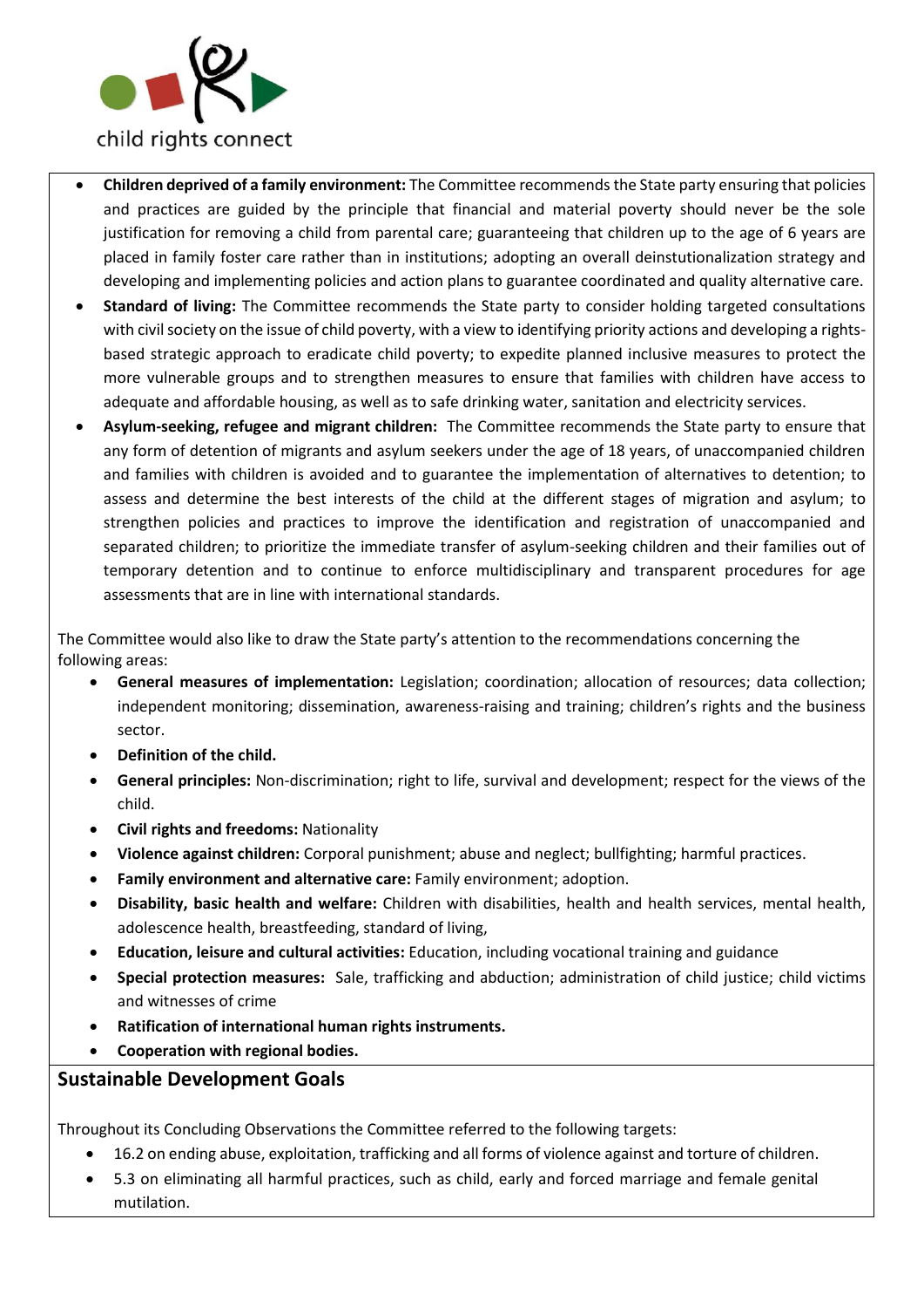- **Children deprived of a family environment:** The Committee recommends the State party ensuring that policies and practices are guided by the principle that financial and material poverty should never be the sole justification for removing a child from parental care; guaranteeing that children up to the age of 6 years are placed in family foster care rather than in institutions; adopting an overall deinstutionalization strategy and developing and implementing policies and action plans to guarantee coordinated and quality alternative care.
- **Standard of living:** The Committee recommends the State party to consider holding targeted consultations with civil society on the issue of child poverty, with a view to identifying priority actions and developing a rights-based strategic approach to eradicate child poverty; to expedite planned inclusive measures to protect the more vulnerable groups and to strengthen measures to ensure that families with children have access to adequate and affordable housing, as well as to safe drinking water, sanitation and electricity services.
- **Asylum-seeking, refugee and migrant children:** The Committee recommends the State party to ensure that any form of detention of migrants and asylum seekers under the age of 18 years, of unaccompanied children and families with children is avoided and to guarantee the implementation of alternatives to detention; to assess and determine the best interests of the child at the different stages of migration and asylum; to strengthen policies and practices to improve the identification and registration of unaccompanied and separated children; to prioritize the immediate transfer of asylum-seeking children and their families out of temporary detention and to continue to enforce multidisciplinary and transparent procedures for age assessments that are in line with international standards.

The Committee would also like to draw the State party's attention to the recommendations concerning the following areas:

- **General measures of implementation:** Legislation; coordination; allocation of resources; data collection; independent monitoring; dissemination, awareness-raising and training; children's rights and the business sector.
- **Definition of the child.**
- **General principles:** Non-discrimination; right to life, survival and development; respect for the views of the child.
- **Civil rights and freedoms:** Nationality
- **Violence against children:** Corporal punishment; abuse and neglect; bullfighting; harmful practices.
- **Family environment and alternative care:** Family environment; adoption.
- **Disability, basic health and welfare:** Children with disabilities, health and health services, mental health, adolescence health, breastfeeding, standard of living,
- **Education, leisure and cultural activities:** Education, including vocational training and guidance
- **Special protection measures:** Sale, trafficking and abduction; administration of child justice; child victims and witnesses of crime
- **Ratification of international human rights instruments.**
- **Cooperation with regional bodies.**

## Sustainable Development Goals

Throughout its Concluding Observations the Committee referred to the following targets:

- 16.2 on ending abuse, exploitation, trafficking and all forms of violence against and torture of children.
- 5.3 on eliminating all harmful practices, such as child, early and forced marriage and female genital mutilation.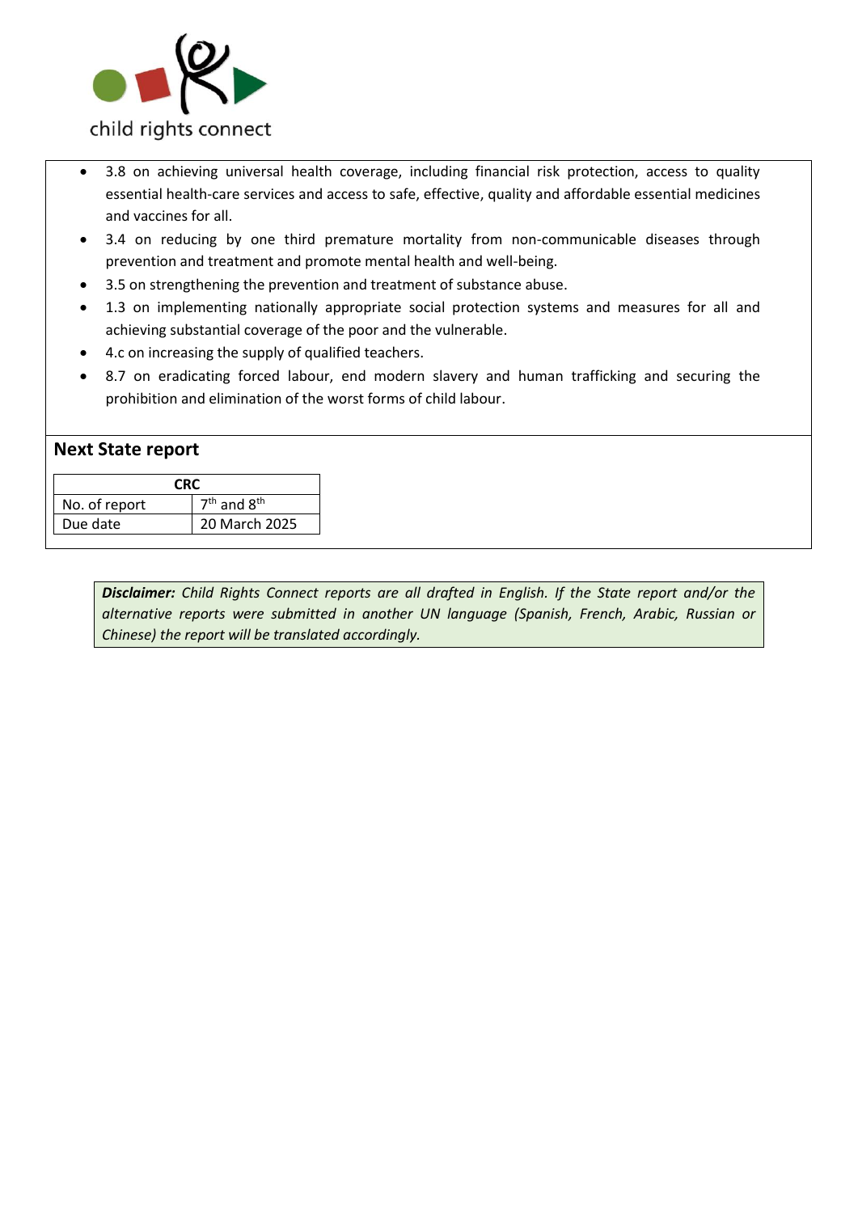- 3.8 on achieving universal health coverage, including financial risk protection, access to quality essential health-care services and access to safe, effective, quality and affordable essential medicines and vaccines for all.
- 3.4 on reducing by one third premature mortality from non-communicable diseases through prevention and treatment and promote mental health and well-being.
- 3.5 on strengthening the prevention and treatment of substance abuse.
- 1.3 on implementing nationally appropriate social protection systems and measures for all and achieving substantial coverage of the poor and the vulnerable.
- 4.c on increasing the supply of qualified teachers.
- 8.7 on eradicating forced labour, end modern slavery and human trafficking and securing the prohibition and elimination of the worst forms of child labour.

## Next State report

| CRC | |
|---|---|
| No. of report | 7th and 8th |
| Due date | 20 March 2025 |

***Disclaimer:*** *Child Rights Connect reports are all drafted in English. If the State report and/or the alternative reports were submitted in another UN language (Spanish, French, Arabic, Russian or Chinese) the report will be translated accordingly.*